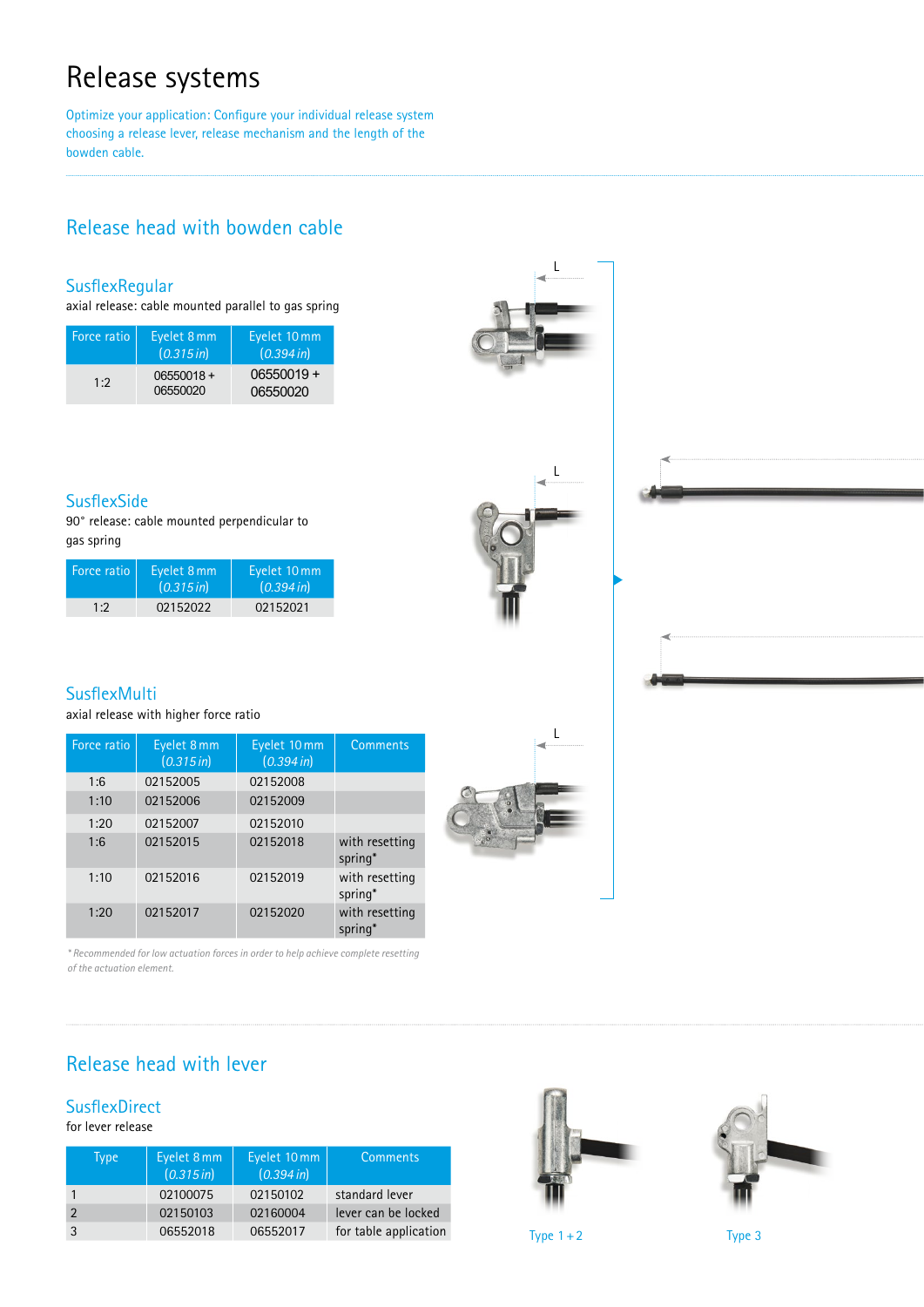# Release systems

Optimize your application: Configure your individual release system choosing a release lever, release mechanism and the length of the bowden cable.

## Release head with bowden cable

### SusflexRegular

axial release: cable mounted parallel to gas spring

| Force ratio | Eyelet 8 mm (*0.315 in*) | Eyelet 10 mm (*0.394 in*) |
|---|---|---|
| 1:2 | 06550018 + 06550020 | 06550019 + 06550020 |

### SusflexSide

90° release: cable mounted perpendicular to gas spring

| Force ratio | Eyelet 8 mm (*0.315 in*) | Eyelet 10 mm (*0.394 in*) |
|---|---|---|
| 1:2 | 02152022 | 02152021 |

### SusflexMulti

axial release with higher force ratio

| Force ratio | Eyelet 8 mm (*0.315 in*) | Eyelet 10 mm (*0.394 in*) | Comments |
|---|---|---|---|
| 1:6 | 02152005 | 02152008 | |
| 1:10 | 02152006 | 02152009 | |
| 1:20 | 02152007 | 02152010 | |
| 1:6 | 02152015 | 02152018 | with resetting spring* |
| 1:10 | 02152016 | 02152019 | with resetting spring* |
| 1:20 | 02152017 | 02152020 | with resetting spring* |

*\* Recommended for low actuation forces in order to help achieve complete resetting of the actuation element.*

L

L

L

## Release head with lever

### SusflexDirect

for lever release

| Type | Eyelet 8 mm (*0.315 in*) | Eyelet 10 mm (*0.394 in*) | Comments |
|---|---|---|---|
| 1 | 02100075 | 02150102 | standard lever |
| 2 | 02150103 | 02160004 | lever can be locked |
| 3 | 06552018 | 06552017 | for table application |

Type 1 + 2

Type 3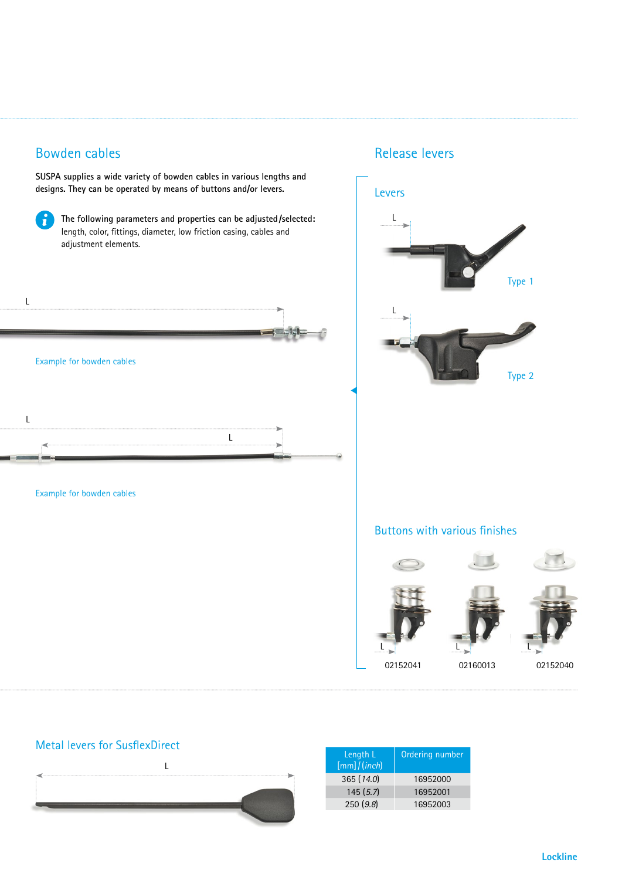## Bowden cables

**SUSPA supplies a wide variety of bowden cables in various lengths and designs. They can be operated by means of buttons and/or levers.**

**The following parameters and properties can be adjusted/selected:**
length, color, fittings, diameter, low friction casing, cables and adjustment elements.

L

Example for bowden cables

L

L

Example for bowden cables

## Release levers

### Levers

L

Type 1

L

Type 2

### Buttons with various finishes

L

L

L

02152041

02160013

02152040

## Metal levers for SusflexDirect

L

| Length L [mm] / (*inch*) | Ordering number |
|---|---|
| 365 (*14.0*) | 16952000 |
| 145 (*5.7*) | 16952001 |
| 250 (*9.8*) | 16952003 |